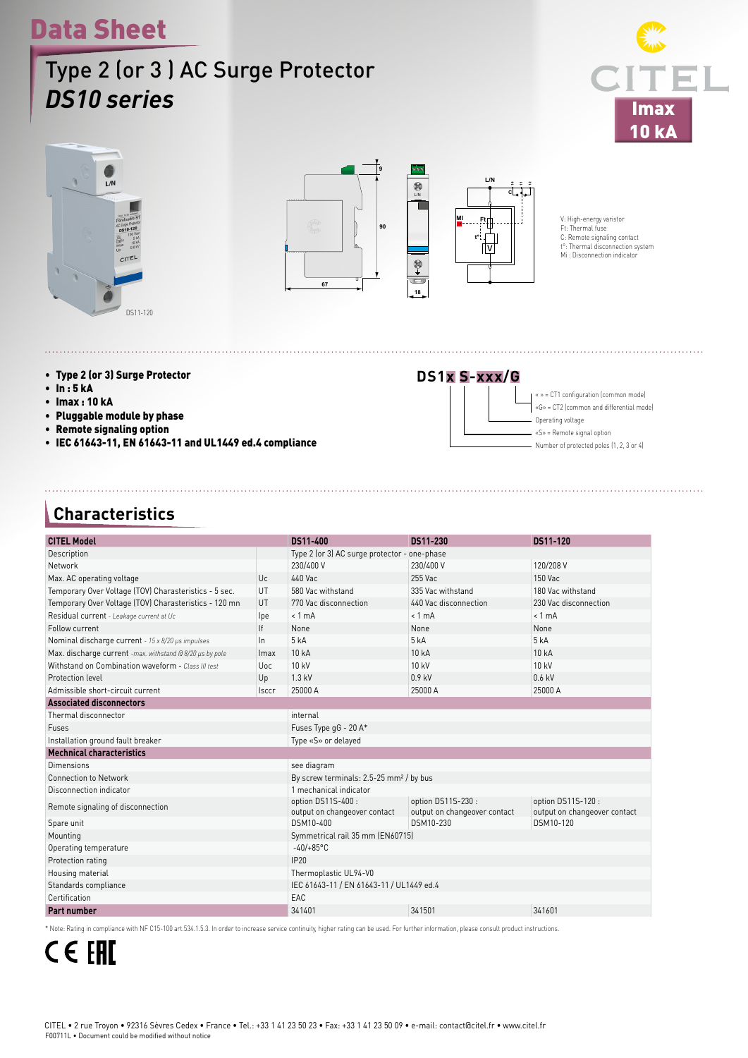# Data Sheet

## Type 2 (or 3 ) AC Surge Protector
## *DS10 series*

CITEL

**Imax 10 kA**

DS11-120

V: High-energy varistor
Ft: Thermal fuse
C: Remote signaling contact
t°: Thermal disconnection system
Mi : Disconnection indicator

- **Type 2 (or 3) Surge Protector**
- **In : 5 kA**
- **Imax : 10 kA**
- **Pluggable module by phase**
- **Remote signaling option**
- **IEC 61643-11, EN 61643-11 and UL1449 ed.4 compliance**

**DS1x S-xxx/G**

- « » = CT1 configuration (common mode)
- «G» = CT2 (common and differential mode)
- Operating voltage
- «S» = Remote signal option
- Number of protected poles (1, 2, 3 or 4)

## Characteristics

| CITEL Model | | DS11-400 | DS11-230 | DS11-120 |
|---|---|---|---|---|
| Description | | Type 2 (or 3) AC surge protector - one-phase | | |
| Network | | 230/400 V | 230/400 V | 120/208 V |
| Max. AC operating voltage | Uc | 440 Vac | 255 Vac | 150 Vac |
| Temporary Over Voltage (TOV) Charasteristics - 5 sec. | UT | 580 Vac withstand | 335 Vac withstand | 180 Vac withstand |
| Temporary Over Voltage (TOV) Charasteristics - 120 mn | UT | 770 Vac disconnection | 440 Vac disconnection | 230 Vac disconnection |
| Residual current - *Leakage current at Uc* | Ipe | < 1 mA | < 1 mA | < 1 mA |
| Follow current | If | None | None | None |
| Nominal discharge current - *15 x 8/20 µs impulses* | In | 5 kA | 5 kA | 5 kA |
| Max. discharge current -*max. withstand @ 8/20 µs by pole* | Imax | 10 kA | 10 kA | 10 kA |
| Withstand on Combination waveform - *Class III test* | Uoc | 10 kV | 10 kV | 10 kV |
| Protection level | Up | 1.3 kV | 0.9 kV | 0.6 kV |
| Admissible short-circuit current | Isccr | 25000 A | 25000 A | 25000 A |
| **Associated disconnectors** | | | | |
| Thermal disconnector | | internal | | |
| Fuses | | Fuses Type gG - 20 A* | | |
| Installation ground fault breaker | | Type «S» or delayed | | |
| **Mechnical characteristics** | | | | |
| Dimensions | | see diagram | | |
| Connection to Network | | By screw terminals: 2.5-25 mm² / by bus | | |
| Disconnection indicator | | 1 mechanical indicator | | |
| Remote signaling of disconnection | | option DS11S-400 : output on changeover contact | option DS11S-230 : output on changeover contact | option DS11S-120 : output on changeover contact |
| Spare unit | | DSM10-400 | DSM10-230 | DSM10-120 |
| Mounting | | Symmetrical rail 35 mm (EN60715) | | |
| Operating temperature | | -40/+85°C | | |
| Protection rating | | IP20 | | |
| Housing material | | Thermoplastic UL94-V0 | | |
| Standards compliance | | IEC 61643-11 / EN 61643-11 / UL1449 ed.4 | | |
| Certification | | EAC | | |
| **Part number** | | 341401 | 341501 | 341601 |

* Note: Rating in compliance with NF C15-100 art.534.1.5.3. In order to increase service continuity, higher rating can be used. For further information, please consult product instructions.

CITEL • 2 rue Troyon • 92316 Sèvres Cedex • France • Tel.: +33 1 41 23 50 23 • Fax: +33 1 41 23 50 09 • e-mail: contact@citel.fr • www.citel.fr
F00711L • Document could be modified without notice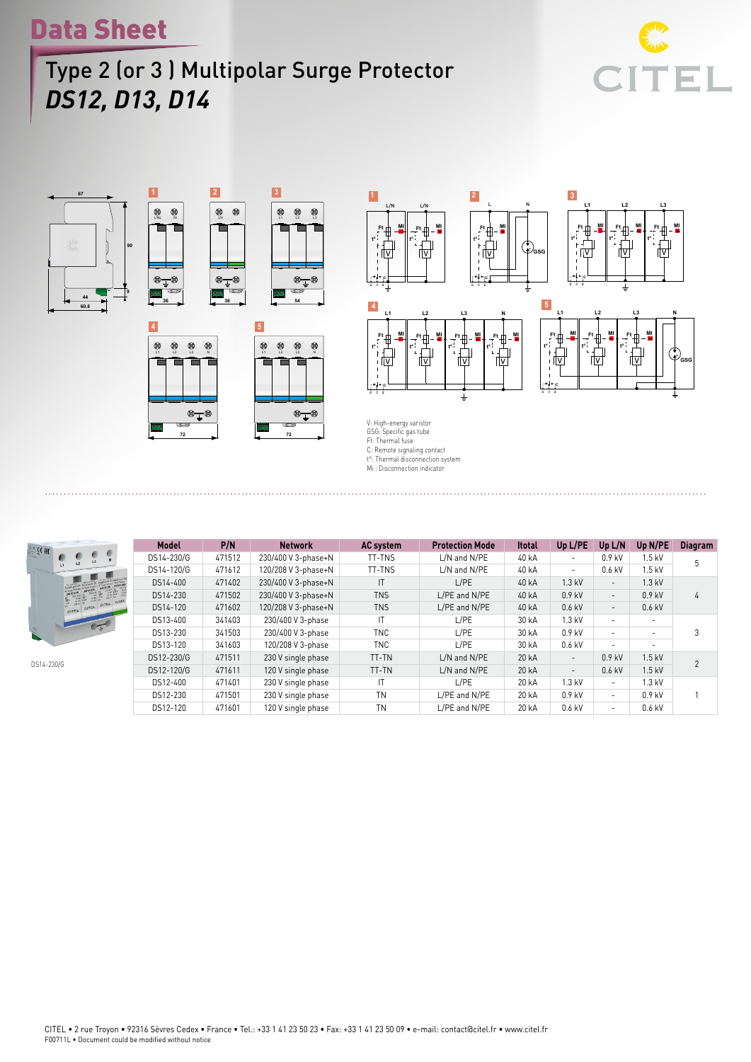# Data Sheet

## Type 2 (or 3 ) Multipolar Surge Protector

## *DS12, D13, D14*

CITEL

V: High-energy varistor
GSG: Specific gas tube
Ft: Thermal fuse
C: Remote signaling contact
t°: Thermal disconnection system
Mi : Disconnection indicator

DS14-230/G

| Model | P/N | Network | AC system | Protection Mode | Itotal | Up L/PE | Up L/N | Up N/PE | Diagram |
|---|---|---|---|---|---|---|---|---|---|
| DS14-230/G | 471512 | 230/400 V 3-phase+N | TT-TNS | L/N and N/PE | 40 kA | - | 0.9 kV | 1.5 kV | 5 |
| DS14-120/G | 471612 | 120/208 V 3-phase+N | TT-TNS | L/N and N/PE | 40 kA | - | 0.6 kV | 1.5 kV | |
| DS14-400 | 471402 | 230/400 V 3-phase+N | IT | L/PE | 40 kA | 1.3 kV | - | 1.3 kV | 4 |
| DS14-230 | 471502 | 230/400 V 3-phase+N | TNS | L/PE and N/PE | 40 kA | 0.9 kV | - | 0.9 kV | |
| DS14-120 | 471602 | 120/208 V 3-phase+N | TNS | L/PE and N/PE | 40 kA | 0.6 kV | - | 0.6 kV | |
| DS13-400 | 341403 | 230/400 V 3-phase | IT | L/PE | 30 kA | 1.3 kV | - | - | 3 |
| DS13-230 | 341503 | 230/400 V 3-phase | TNC | L/PE | 30 kA | 0.9 kV | - | - | |
| DS13-120 | 341603 | 120/208 V 3-phase | TNC | L/PE | 30 kA | 0.6 kV | - | - | |
| DS12-230/G | 471511 | 230 V single phase | TT-TN | L/N and N/PE | 20 kA | - | 0.9 kV | 1.5 kV | 2 |
| DS12-120/G | 471611 | 120 V single phase | TT-TN | L/N and N/PE | 20 kA | - | 0.6 kV | 1.5 kV | |
| DS12-400 | 471401 | 230 V single phase | IT | L/PE | 20 kA | 1.3 kV | - | 1.3 kV | 1 |
| DS12-230 | 471501 | 230 V single phase | TN | L/PE and N/PE | 20 kA | 0.9 kV | - | 0.9 kV | |
| DS12-120 | 471601 | 120 V single phase | TN | L/PE and N/PE | 20 kA | 0.6 kV | - | 0.6 kV | |

CITEL • 2 rue Troyon • 92316 Sèvres Cedex • France • Tel.: +33 1 41 23 50 23 • Fax: +33 1 41 23 50 09 • e-mail: contact@citel.fr • www.citel.fr
F00711L • Document could be modified without notice